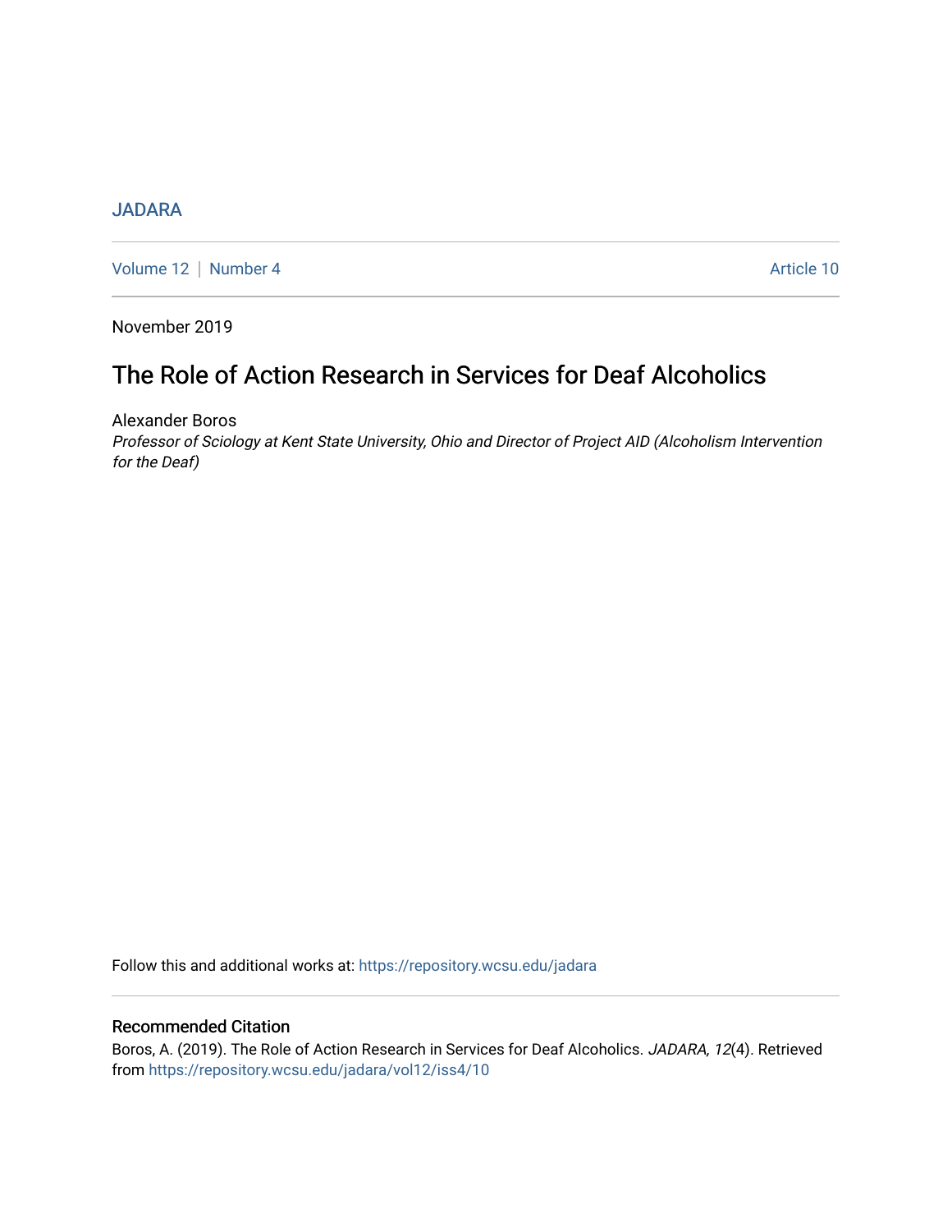JADARA

Volume 12 | Number 4 Article 10

November 2019

# The Role of Action Research in Services for Deaf Alcoholics

Alexander Boros

*Professor of Sciology at Kent State University, Ohio and Director of Project AID (Alcoholism Intervention for the Deaf)*

Follow this and additional works at: https://repository.wcsu.edu/jadara

## Recommended Citation

Boros, A. (2019). The Role of Action Research in Services for Deaf Alcoholics. *JADARA, 12*(4). Retrieved from https://repository.wcsu.edu/jadara/vol12/iss4/10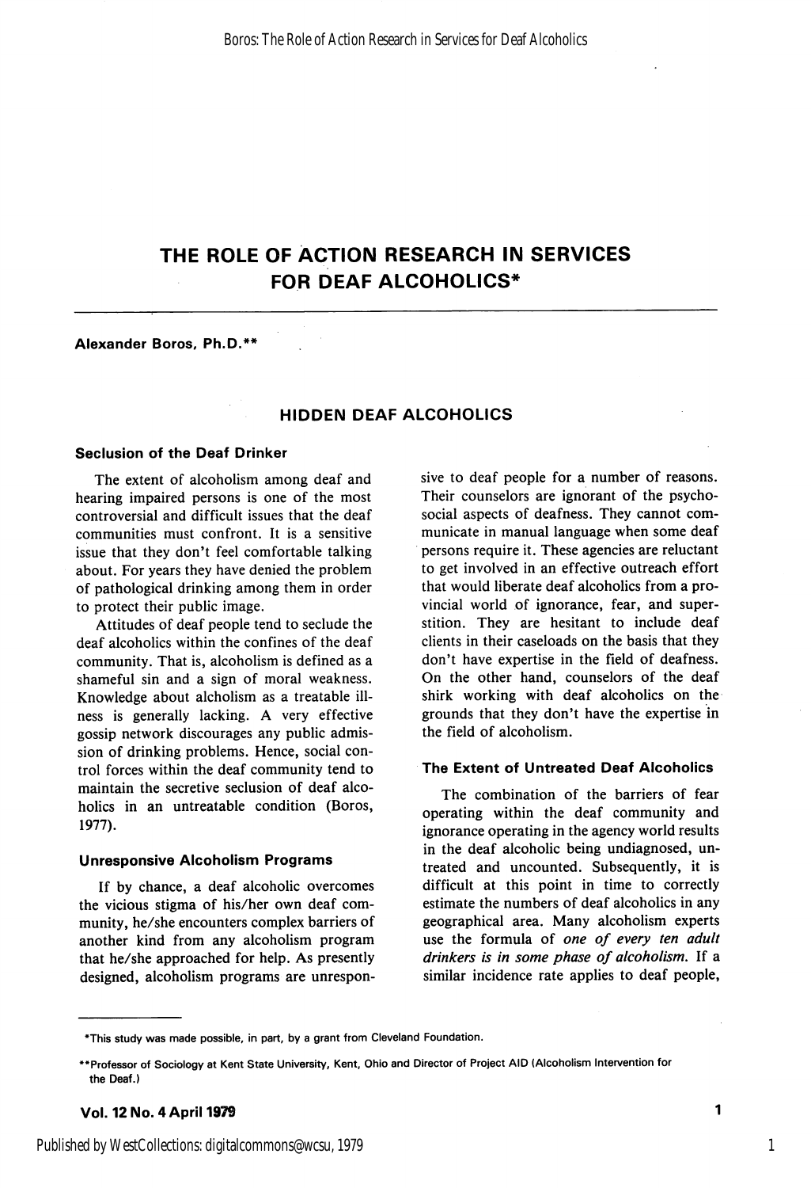# THE ROLE OF ACTION RESEARCH IN SERVICES FOR DEAF ALCOHOLICS*

**Alexander Boros, Ph.D.****

## HIDDEN DEAF ALCOHOLICS

### Seclusion of the Deaf Drinker

The extent of alcoholism among deaf and hearing impaired persons is one of the most controversial and difficult issues that the deaf communities must confront. It is a sensitive issue that they don't feel comfortable talking about. For years they have denied the problem of pathological drinking among them in order to protect their public image.

Attitudes of deaf people tend to seclude the deaf alcoholics within the confines of the deaf community. That is, alcoholism is defined as a shameful sin and a sign of moral weakness. Knowledge about alcholism as a treatable illness is generally lacking. A very effective gossip network discourages any public admission of drinking problems. Hence, social control forces within the deaf community tend to maintain the secretive seclusion of deaf alcoholics in an untreatable condition (Boros, 1977).

### Unresponsive Alcoholism Programs

If by chance, a deaf alcoholic overcomes the vicious stigma of his/her own deaf community, he/she encounters complex barriers of another kind from any alcoholism program that he/she approached for help. As presently designed, alcoholism programs are unresponsive to deaf people for a number of reasons. Their counselors are ignorant of the psychosocial aspects of deafness. They cannot communicate in manual language when some deaf persons require it. These agencies are reluctant to get involved in an effective outreach effort that would liberate deaf alcoholics from a provincial world of ignorance, fear, and superstition. They are hesitant to include deaf clients in their caseloads on the basis that they don't have expertise in the field of deafness. On the other hand, counselors of the deaf shirk working with deaf alcoholics on the grounds that they don't have the expertise in the field of alcoholism.

### The Extent of Untreated Deaf Alcoholics

The combination of the barriers of fear operating within the deaf community and ignorance operating in the agency world results in the deaf alcoholic being undiagnosed, untreated and uncounted. Subsequently, it is difficult at this point in time to correctly estimate the numbers of deaf alcoholics in any geographical area. Many alcoholism experts use the formula of *one of every ten adult drinkers is in some phase of alcoholism.* If a similar incidence rate applies to deaf people,

---

*This study was made possible, in part, by a grant from Cleveland Foundation.

**Professor of Sociology at Kent State University, Kent, Ohio and Director of Project AID (Alcoholism Intervention for the Deaf.)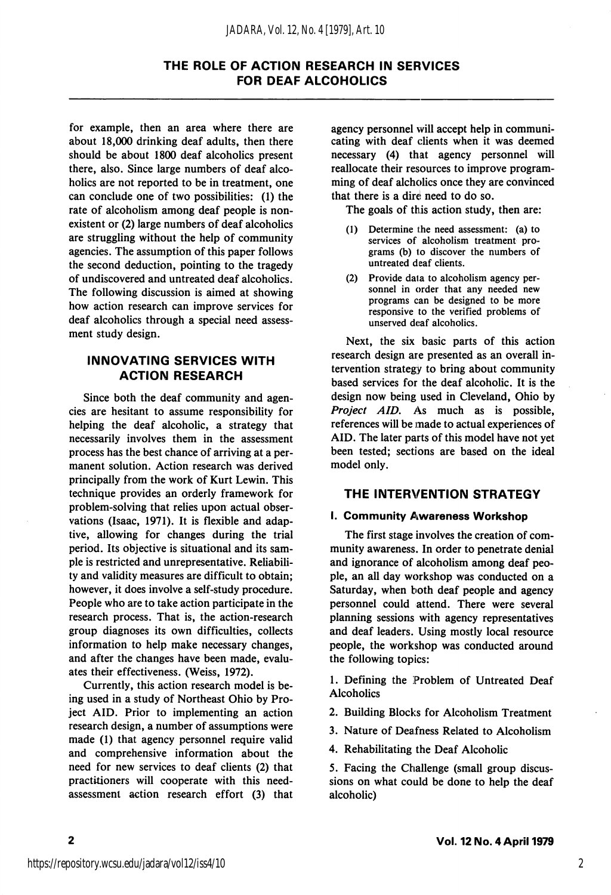for example, then an area where there are about 18,000 drinking deaf adults, then there should be about 1800 deaf alcoholics present there, also. Since large numbers of deaf alcoholics are not reported to be in treatment, one can conclude one of two possibilities: (1) the rate of alcoholism among deaf people is nonexistent or (2) large numbers of deaf alcoholics are struggling without the help of community agencies. The assumption of this paper follows the second deduction, pointing to the tragedy of undiscovered and untreated deaf alcoholics. The following discussion is aimed at showing how action research can improve services for deaf alcoholics through a special need assessment study design.

## INNOVATING SERVICES WITH ACTION RESEARCH

Since both the deaf community and agencies are hesitant to assume responsibility for helping the deaf alcoholic, a strategy that necessarily involves them in the assessment process has the best chance of arriving at a permanent solution. Action research was derived principally from the work of Kurt Lewin. This technique provides an orderly framework for problem-solving that relies upon actual observations (Isaac, 1971). It is flexible and adaptive, allowing for changes during the trial period. Its objective is situational and its sample is restricted and unrepresentative. Reliability and validity measures are difficult to obtain; however, it does involve a self-study procedure. People who are to take action participate in the research process. That is, the action-research group diagnoses its own difficulties, collects information to help make necessary changes, and after the changes have been made, evaluates their effectiveness. (Weiss, 1972).

Currently, this action research model is being used in a study of Northeast Ohio by Project AID. Prior to implementing an action research design, a number of assumptions were made (1) that agency personnel require valid and comprehensive information about the need for new services to deaf clients (2) that practitioners will cooperate with this need-assessment action research effort (3) that agency personnel will accept help in communicating with deaf clients when it was deemed necessary (4) that agency personnel will reallocate their resources to improve programming of deaf alcholics once they are convinced that there is a dire need to do so.

The goals of this action study, then are:

(1) Determine the need assessment: (a) to services of alcoholism treatment programs (b) to discover the numbers of untreated deaf clients.
(2) Provide data to alcoholism agency personnel in order that any needed new programs can be designed to be more responsive to the verified problems of unserved deaf alcoholics.

Next, the six basic parts of this action research design are presented as an overall intervention strategy to bring about community based services for the deaf alcoholic. It is the design now being used in Cleveland, Ohio by *Project AID*. As much as is possible, references will be made to actual experiences of AID. The later parts of this model have not yet been tested; sections are based on the ideal model only.

## THE INTERVENTION STRATEGY

### I. Community Awareness Workshop

The first stage involves the creation of community awareness. In order to penetrate denial and ignorance of alcoholism among deaf people, an all day workshop was conducted on a Saturday, when both deaf people and agency personnel could attend. There were several planning sessions with agency representatives and deaf leaders. Using mostly local resource people, the workshop was conducted around the following topics:

1. Defining the Problem of Untreated Deaf Alcoholics
2. Building Blocks for Alcoholism Treatment
3. Nature of Deafness Related to Alcoholism
4. Rehabilitating the Deaf Alcoholic
5. Facing the Challenge (small group discussions on what could be done to help the deaf alcoholic)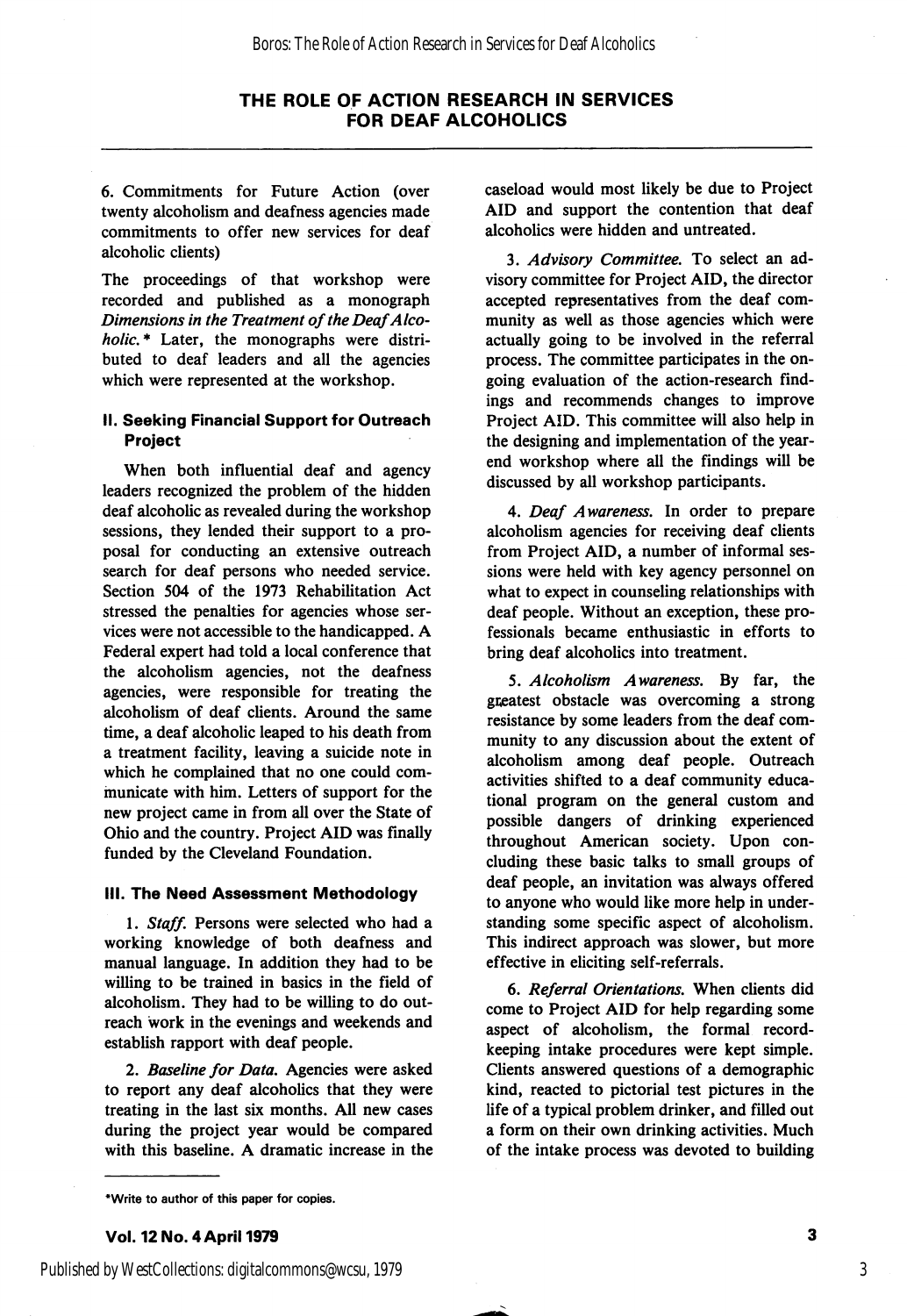6. Commitments for Future Action (over twenty alcoholism and deafness agencies made commitments to offer new services for deaf alcoholic clients)

The proceedings of that workshop were recorded and published as a monograph *Dimensions in the Treatment of the Deaf Alcoholic.** Later, the monographs were distributed to deaf leaders and all the agencies which were represented at the workshop.

## II. Seeking Financial Support for Outreach Project

When both influential deaf and agency leaders recognized the problem of the hidden deaf alcoholic as revealed during the workshop sessions, they lended their support to a proposal for conducting an extensive outreach search for deaf persons who needed service. Section 504 of the 1973 Rehabilitation Act stressed the penalties for agencies whose services were not accessible to the handicapped. A Federal expert had told a local conference that the alcoholism agencies, not the deafness agencies, were responsible for treating the alcoholism of deaf clients. Around the same time, a deaf alcoholic leaped to his death from a treatment facility, leaving a suicide note in which he complained that no one could communicate with him. Letters of support for the new project came in from all over the State of Ohio and the country. Project AID was finally funded by the Cleveland Foundation.

## III. The Need Assessment Methodology

1. *Staff.* Persons were selected who had a working knowledge of both deafness and manual language. In addition they had to be willing to be trained in basics in the field of alcoholism. They had to be willing to do outreach work in the evenings and weekends and establish rapport with deaf people.

2. *Baseline for Data.* Agencies were asked to report any deaf alcoholics that they were treating in the last six months. All new cases during the project year would be compared with this baseline. A dramatic increase in the caseload would most likely be due to Project AID and support the contention that deaf alcoholics were hidden and untreated.

3. *Advisory Committee.* To select an advisory committee for Project AID, the director accepted representatives from the deaf community as well as those agencies which were actually going to be involved in the referral process. The committee participates in the ongoing evaluation of the action-research findings and recommends changes to improve Project AID. This committee will also help in the designing and implementation of the year-end workshop where all the findings will be discussed by all workshop participants.

4. *Deaf Awareness.* In order to prepare alcoholism agencies for receiving deaf clients from Project AID, a number of informal sessions were held with key agency personnel on what to expect in counseling relationships with deaf people. Without an exception, these professionals became enthusiastic in efforts to bring deaf alcoholics into treatment.

5. *Alcoholism Awareness.* By far, the greatest obstacle was overcoming a strong resistance by some leaders from the deaf community to any discussion about the extent of alcoholism among deaf people. Outreach activities shifted to a deaf community educational program on the general custom and possible dangers of drinking experienced throughout American society. Upon concluding these basic talks to small groups of deaf people, an invitation was always offered to anyone who would like more help in understanding some specific aspect of alcoholism. This indirect approach was slower, but more effective in eliciting self-referrals.

6. *Referral Orientations.* When clients did come to Project AID for help regarding some aspect of alcoholism, the formal record-keeping intake procedures were kept simple. Clients answered questions of a demographic kind, reacted to pictorial test pictures in the life of a typical problem drinker, and filled out a form on their own drinking activities. Much of the intake process was devoted to building

*Write to author of this paper for copies.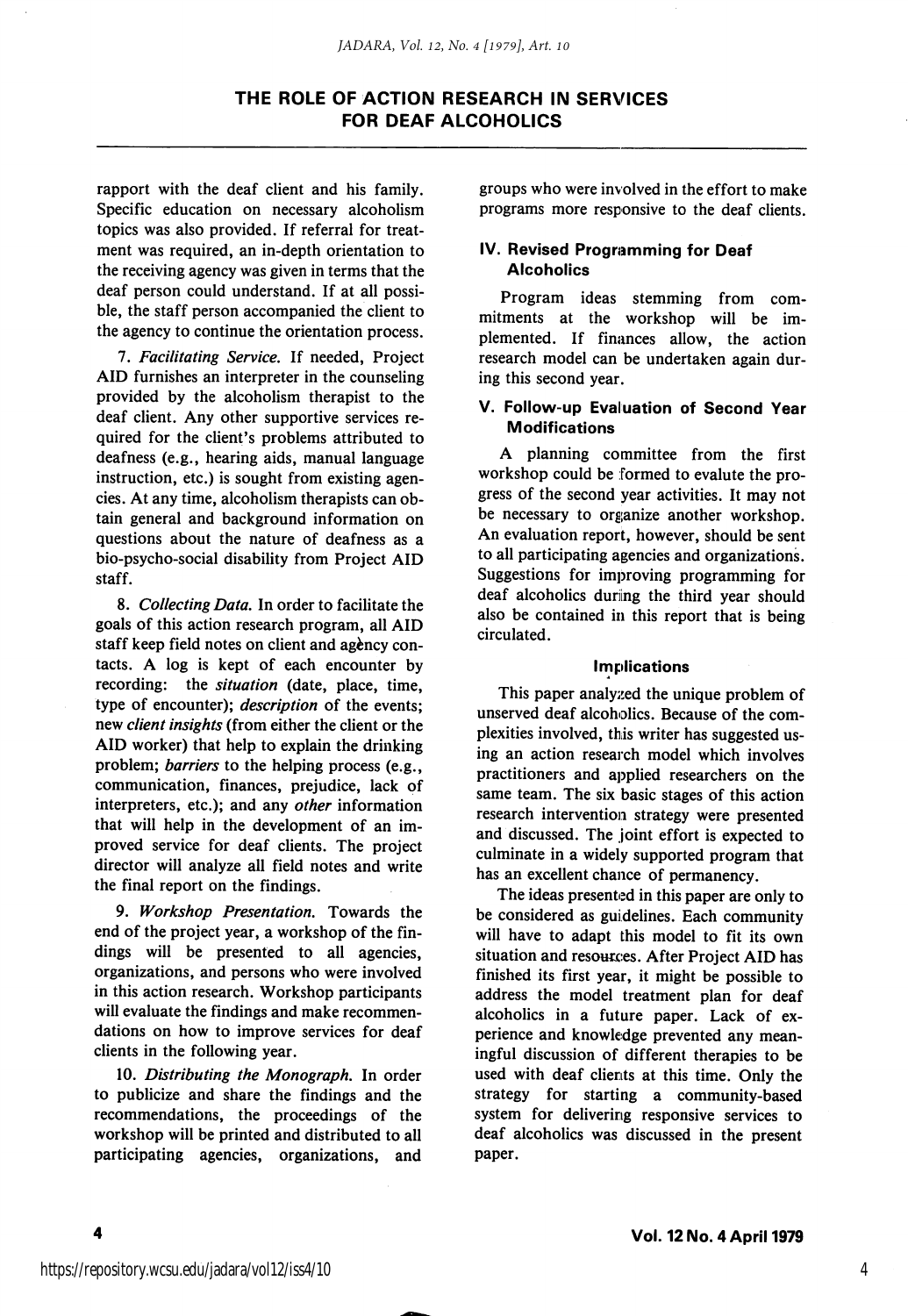rapport with the deaf client and his family. Specific education on necessary alcoholism topics was also provided. If referral for treatment was required, an in-depth orientation to the receiving agency was given in terms that the deaf person could understand. If at all possible, the staff person accompanied the client to the agency to continue the orientation process.

7. *Facilitating Service.* If needed, Project AID furnishes an interpreter in the counseling provided by the alcoholism therapist to the deaf client. Any other supportive services required for the client's problems attributed to deafness (e.g., hearing aids, manual language instruction, etc.) is sought from existing agencies. At any time, alcoholism therapists can obtain general and background information on questions about the nature of deafness as a bio-psycho-social disability from Project AID staff.

8. *Collecting Data.* In order to facilitate the goals of this action research program, all AID staff keep field notes on client and agency contacts. A log is kept of each encounter by recording: the *situation* (date, place, time, type of encounter); *description* of the events; new *client insights* (from either the client or the AID worker) that help to explain the drinking problem; *barriers* to the helping process (e.g., communication, finances, prejudice, lack of interpreters, etc.); and any *other* information that will help in the development of an improved service for deaf clients. The project director will analyze all field notes and write the final report on the findings.

9. *Workshop Presentation.* Towards the end of the project year, a workshop of the findings will be presented to all agencies, organizations, and persons who were involved in this action research. Workshop participants will evaluate the findings and make recommendations on how to improve services for deaf clients in the following year.

10. *Distributing the Monograph.* In order to publicize and share the findings and the recommendations, the proceedings of the workshop will be printed and distributed to all participating agencies, organizations, and groups who were involved in the effort to make programs more responsive to the deaf clients.

### IV. Revised Programming for Deaf Alcoholics

Program ideas stemming from commitments at the workshop will be implemented. If finances allow, the action research model can be undertaken again during this second year.

### V. Follow-up Evaluation of Second Year Modifications

A planning committee from the first workshop could be formed to evalute the progress of the second year activities. It may not be necessary to organize another workshop. An evaluation report, however, should be sent to all participating agencies and organizations. Suggestions for improving programming for deaf alcoholics during the third year should also be contained in this report that is being circulated.

## Implications

This paper analyzed the unique problem of unserved deaf alcoholics. Because of the complexities involved, this writer has suggested using an action research model which involves practitioners and applied researchers on the same team. The six basic stages of this action research intervention strategy were presented and discussed. The joint effort is expected to culminate in a widely supported program that has an excellent chance of permanency.

The ideas presented in this paper are only to be considered as guidelines. Each community will have to adapt this model to fit its own situation and resources. After Project AID has finished its first year, it might be possible to address the model treatment plan for deaf alcoholics in a future paper. Lack of experience and knowledge prevented any meaningful discussion of different therapies to be used with deaf clients at this time. Only the strategy for starting a community-based system for delivering responsive services to deaf alcoholics was discussed in the present paper.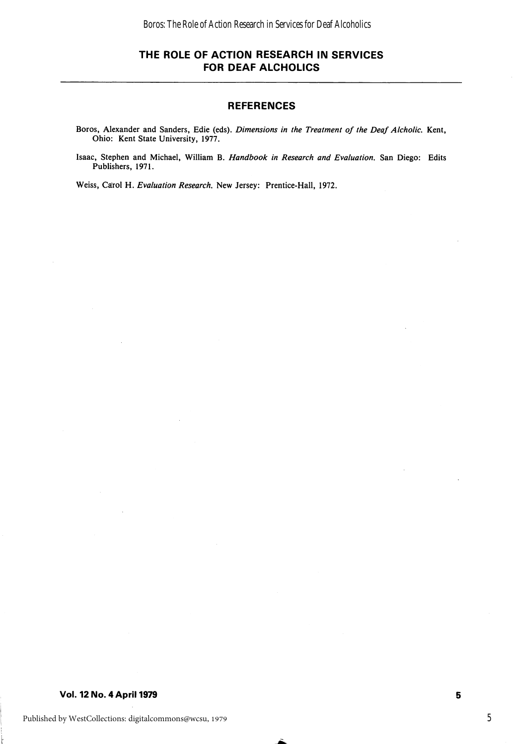# THE ROLE OF ACTION RESEARCH IN SERVICES FOR DEAF ALCHOLICS

## REFERENCES

Boros, Alexander and Sanders, Edie (eds). *Dimensions in the Treatment of the Deaf Alcholic.* Kent, Ohio: Kent State University, 1977.

Isaac, Stephen and Michael, William B. *Handbook in Research and Evaluation.* San Diego: Edits Publishers, 1971.

Weiss, Carol H. *Evaluation Research.* New Jersey: Prentice-Hall, 1972.